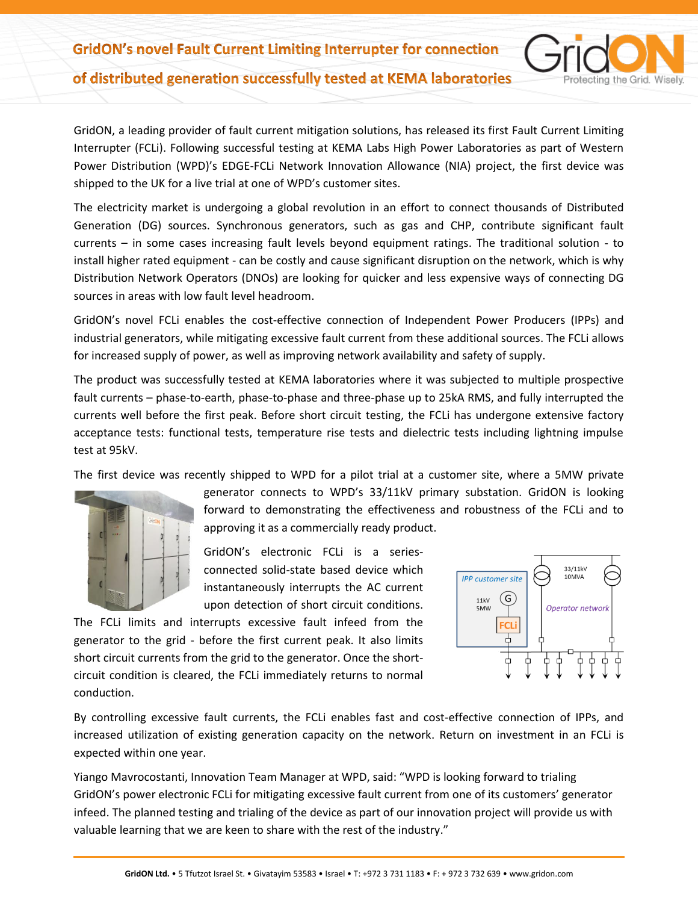# GridON's novel Fault Current Limiting Interrupter for connection of distributed generation successfully tested at KEMA laboratories

GridON, a leading provider of fault current mitigation solutions, has released its first Fault Current Limiting Interrupter (FCLi). Following successful testing at KEMA Labs High Power Laboratories as part of Western Power Distribution (WPD)'s EDGE-FCLi Network Innovation Allowance (NIA) project, the first device was shipped to the UK for a live trial at one of WPD's customer sites.

The electricity market is undergoing a global revolution in an effort to connect thousands of Distributed Generation (DG) sources. Synchronous generators, such as gas and CHP, contribute significant fault currents – in some cases increasing fault levels beyond equipment ratings. The traditional solution - to install higher rated equipment - can be costly and cause significant disruption on the network, which is why Distribution Network Operators (DNOs) are looking for quicker and less expensive ways of connecting DG sources in areas with low fault level headroom.

GridON's novel FCLi enables the cost-effective connection of Independent Power Producers (IPPs) and industrial generators, while mitigating excessive fault current from these additional sources. The FCLi allows for increased supply of power, as well as improving network availability and safety of supply.

The product was successfully tested at KEMA laboratories where it was subjected to multiple prospective fault currents – phase-to-earth, phase-to-phase and three-phase up to 25kA RMS, and fully interrupted the currents well before the first peak. Before short circuit testing, the FCLi has undergone extensive factory acceptance tests: functional tests, temperature rise tests and dielectric tests including lightning impulse test at 95kV.

The first device was recently shipped to WPD for a pilot trial at a customer site, where a 5MW private generator connects to WPD's 33/11kV primary substation. GridON is looking forward to demonstrating the effectiveness and robustness of the FCLi and to approving it as a commercially ready product.

GridON's electronic FCLi is a series-connected solid-state based device which instantaneously interrupts the AC current upon detection of short circuit conditions. The FCLi limits and interrupts excessive fault infeed from the generator to the grid - before the first current peak. It also limits short circuit currents from the grid to the generator. Once the short-circuit condition is cleared, the FCLi immediately returns to normal conduction.

By controlling excessive fault currents, the FCLi enables fast and cost-effective connection of IPPs, and increased utilization of existing generation capacity on the network. Return on investment in an FCLi is expected within one year.

Yiango Mavrocostanti, Innovation Team Manager at WPD, said: "WPD is looking forward to trialing GridON's power electronic FCLi for mitigating excessive fault current from one of its customers' generator infeed. The planned testing and trialing of the device as part of our innovation project will provide us with valuable learning that we are keen to share with the rest of the industry."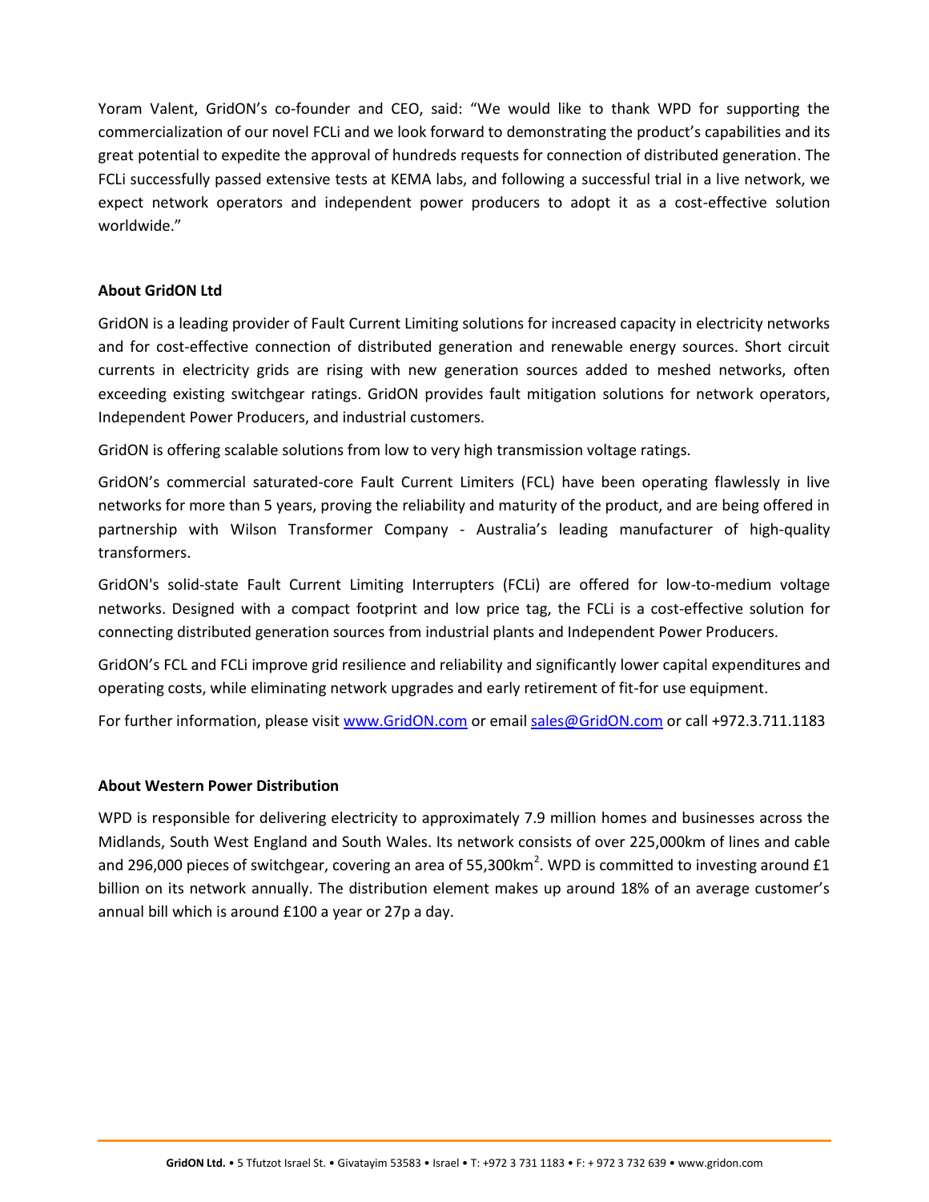Yoram Valent, GridON's co-founder and CEO, said: "We would like to thank WPD for supporting the commercialization of our novel FCLi and we look forward to demonstrating the product's capabilities and its great potential to expedite the approval of hundreds requests for connection of distributed generation. The FCLi successfully passed extensive tests at KEMA labs, and following a successful trial in a live network, we expect network operators and independent power producers to adopt it as a cost-effective solution worldwide."

**About GridON Ltd**

GridON is a leading provider of Fault Current Limiting solutions for increased capacity in electricity networks and for cost-effective connection of distributed generation and renewable energy sources. Short circuit currents in electricity grids are rising with new generation sources added to meshed networks, often exceeding existing switchgear ratings. GridON provides fault mitigation solutions for network operators, Independent Power Producers, and industrial customers.

GridON is offering scalable solutions from low to very high transmission voltage ratings.

GridON's commercial saturated-core Fault Current Limiters (FCL) have been operating flawlessly in live networks for more than 5 years, proving the reliability and maturity of the product, and are being offered in partnership with Wilson Transformer Company - Australia's leading manufacturer of high-quality transformers.

GridON's solid-state Fault Current Limiting Interrupters (FCLi) are offered for low-to-medium voltage networks. Designed with a compact footprint and low price tag, the FCLi is a cost-effective solution for connecting distributed generation sources from industrial plants and Independent Power Producers.

GridON's FCL and FCLi improve grid resilience and reliability and significantly lower capital expenditures and operating costs, while eliminating network upgrades and early retirement of fit-for use equipment.

For further information, please visit www.GridON.com or email sales@GridON.com or call +972.3.711.1183

**About Western Power Distribution**

WPD is responsible for delivering electricity to approximately 7.9 million homes and businesses across the Midlands, South West England and South Wales. Its network consists of over 225,000km of lines and cable and 296,000 pieces of switchgear, covering an area of 55,300km$^2$. WPD is committed to investing around £1 billion on its network annually. The distribution element makes up around 18% of an average customer's annual bill which is around £100 a year or 27p a day.